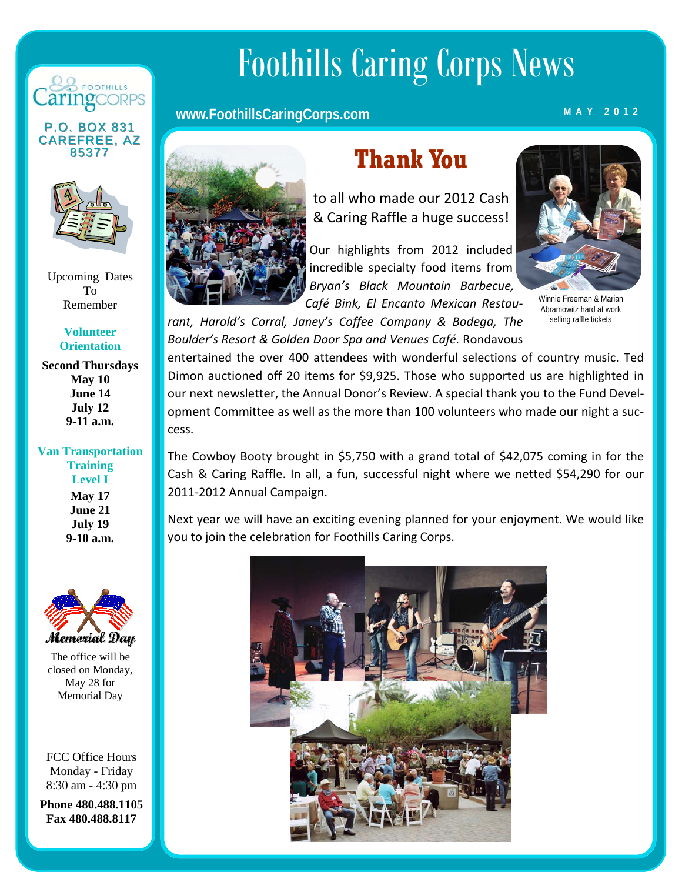# Foothills Caring Corps News

www.FoothillsCaringCorps.com

MAY 2012

## Thank You

to all who made our 2012 Cash & Caring Raffle a huge success!

Our highlights from 2012 included incredible specialty food items from *Bryan's Black Mountain Barbecue, Café Bink, El Encanto Mexican Restaurant, Harold's Corral, Janey's Coffee Company & Bodega, The Boulder's Resort & Golden Door Spa and Venues Café*. Rondavous entertained the over 400 attendees with wonderful selections of country music. Ted Dimon auctioned off 20 items for $9,925. Those who supported us are highlighted in our next newsletter, the Annual Donor's Review. A special thank you to the Fund Development Committee as well as the more than 100 volunteers who made our night a success.

Winnie Freeman & Marian Abramowitz hard at work selling raffle tickets

The Cowboy Booty brought in $5,750 with a grand total of $42,075 coming in for the Cash & Caring Raffle. In all, a fun, successful night where we netted $54,290 for our 2011-2012 Annual Campaign.

Next year we will have an exciting evening planned for your enjoyment. We would like you to join the celebration for Foothills Caring Corps.

---

Foothills Caring Corps
P.O. BOX 831
CAREFREE, AZ 85377

Upcoming Dates To Remember

**Volunteer Orientation**

**Second Thursdays**
**May 10**
**June 14**
**July 12**
**9-11 a.m.**

**Van Transportation Training Level I**

**May 17**
**June 21**
**July 19**
**9-10 a.m.**

*Memorial Day*

The office will be closed on Monday, May 28 for Memorial Day

FCC Office Hours
Monday - Friday
8:30 am - 4:30 pm

**Phone 480.488.1105**
**Fax 480.488.8117**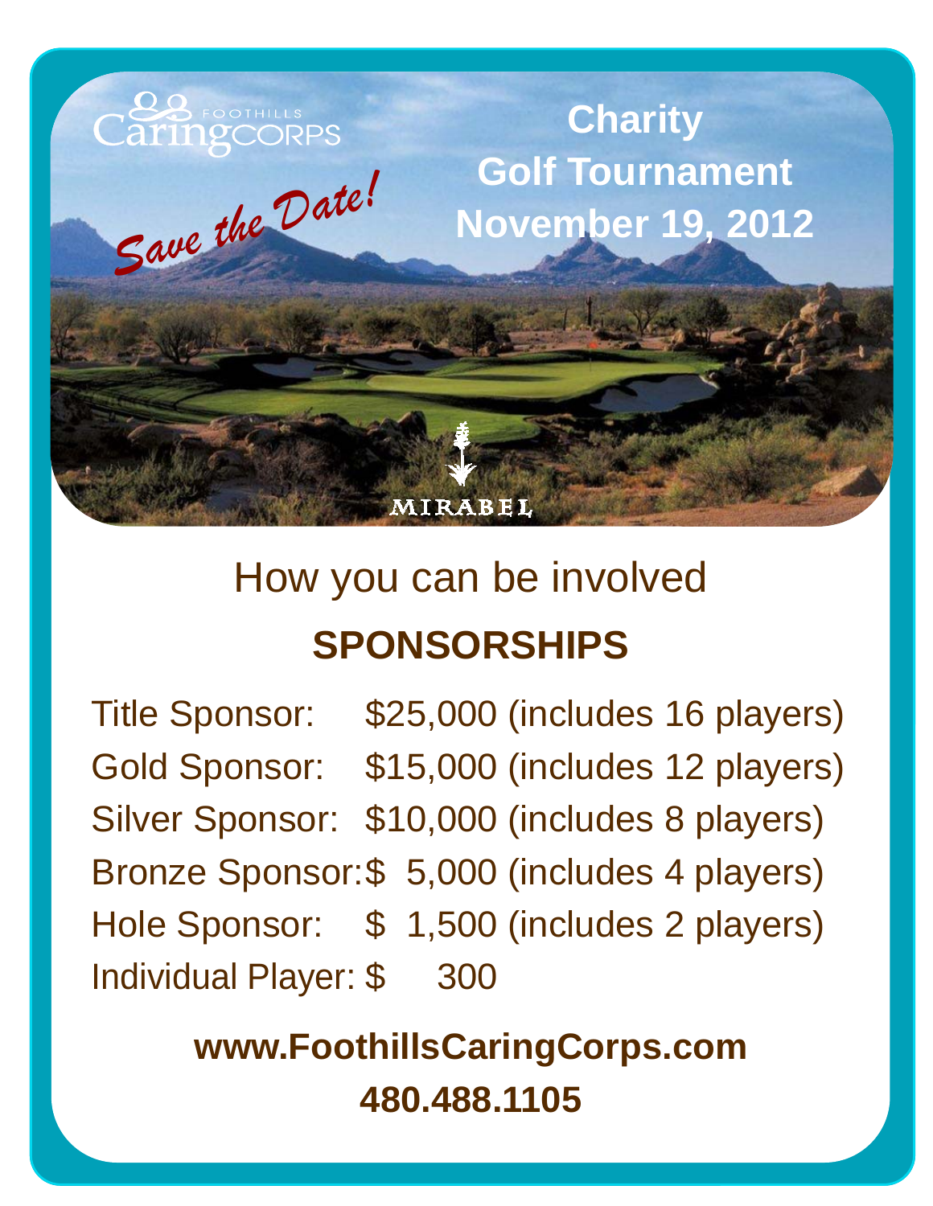Foothills Caring Corps

*Save the Date!*

**Charity**
**Golf Tournament**
**November 19, 2012**

MIRABEL

## How you can be involved

## SPONSORSHIPS

| | |
|---|---|
| Title Sponsor: | $25,000 (includes 16 players) |
| Gold Sponsor: | $15,000 (includes 12 players) |
| Silver Sponsor: | $10,000 (includes 8 players) |
| Bronze Sponsor: | $ 5,000 (includes 4 players) |
| Hole Sponsor: | $ 1,500 (includes 2 players) |
| Individual Player: | $ 300 |

**www.FoothillsCaringCorps.com**

**480.488.1105**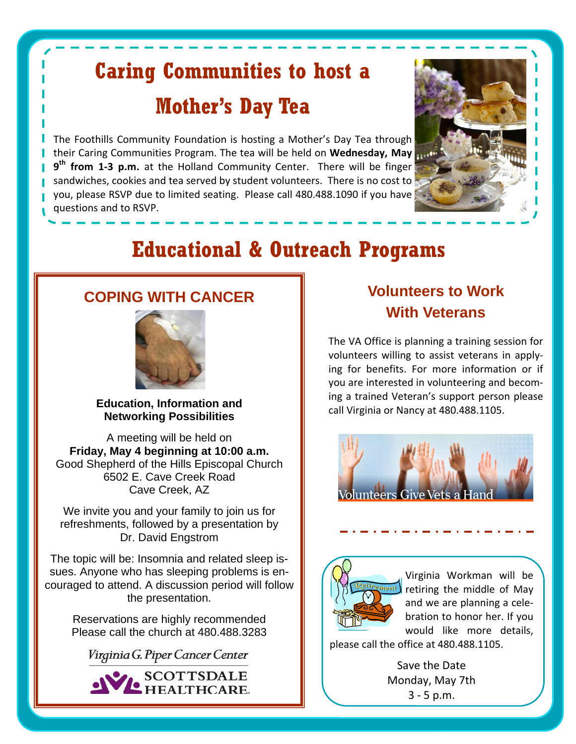# Caring Communities to host a Mother's Day Tea

The Foothills Community Foundation is hosting a Mother's Day Tea through their Caring Communities Program. The tea will be held on **Wednesday, May 9th from 1-3 p.m.** at the Holland Community Center. There will be finger sandwiches, cookies and tea served by student volunteers. There is no cost to you, please RSVP due to limited seating. Please call 480.488.1090 if you have questions and to RSVP.

# Educational & Outreach Programs

## COPING WITH CANCER

**Education, Information and Networking Possibilities**

A meeting will be held on
**Friday, May 4 beginning at 10:00 a.m.**
Good Shepherd of the Hills Episcopal Church
6502 E. Cave Creek Road
Cave Creek, AZ

We invite you and your family to join us for refreshments, followed by a presentation by Dr. David Engstrom

The topic will be: Insomnia and related sleep issues. Anyone who has sleeping problems is encouraged to attend. A discussion period will follow the presentation.

Reservations are highly recommended
Please call the church at 480.488.3283

Virginia G. Piper Cancer Center
SCOTTSDALE HEALTHCARE

## Volunteers to Work With Veterans

The VA Office is planning a training session for volunteers willing to assist veterans in applying for benefits. For more information or if you are interested in volunteering and becoming a trained Veteran's support person please call Virginia or Nancy at 480.488.1105.

Volunteers Give Vets a Hand

---

Virginia Workman will be retiring the middle of May and we are planning a celebration to honor her. If you would like more details, please call the office at 480.488.1105.

Save the Date
Monday, May 7th
3 - 5 p.m.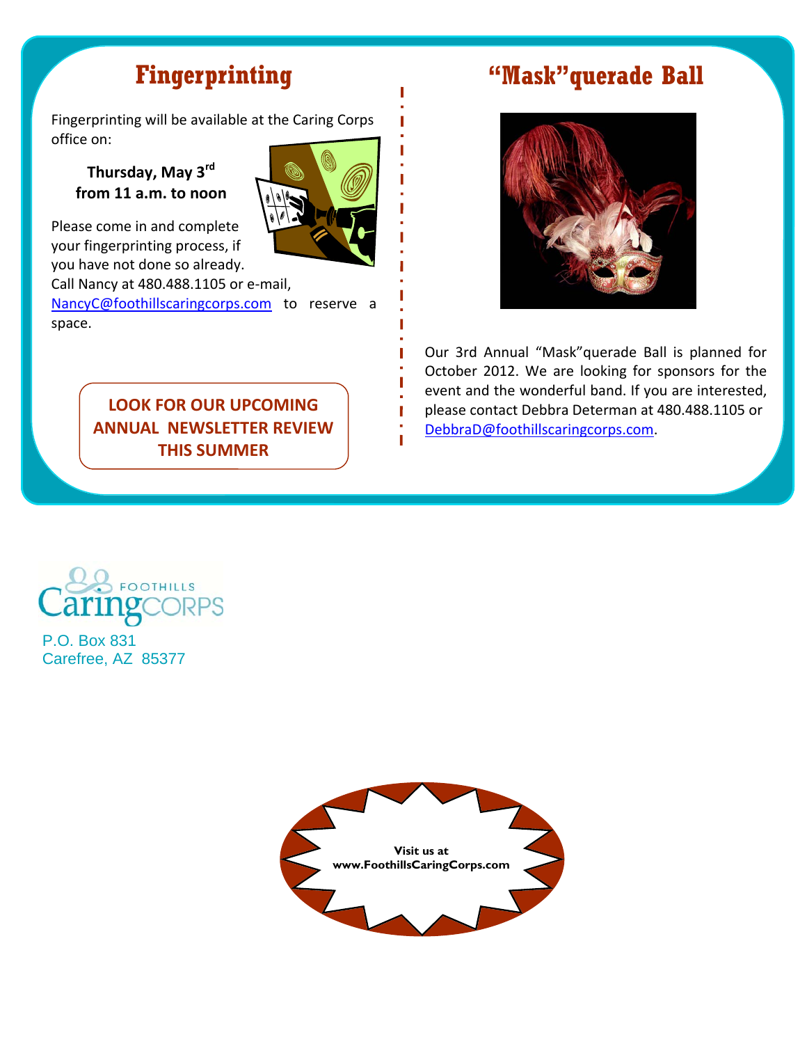## Fingerprinting

Fingerprinting will be available at the Caring Corps office on:

**Thursday, May 3rd from 11 a.m. to noon**

Please come in and complete your fingerprinting process, if you have not done so already. Call Nancy at 480.488.1105 or e-mail, NancyC@foothillscaringcorps.com to reserve a space.

**LOOK FOR OUR UPCOMING ANNUAL NEWSLETTER REVIEW THIS SUMMER**

## "Mask"querade Ball

Our 3rd Annual "Mask"querade Ball is planned for October 2012. We are looking for sponsors for the event and the wonderful band. If you are interested, please contact Debbra Determan at 480.488.1105 or DebbraD@foothillscaringcorps.com.

Foothills Caring Corps

P.O. Box 831
Carefree, AZ 85377

**Visit us at www.FoothillsCaringCorps.com**